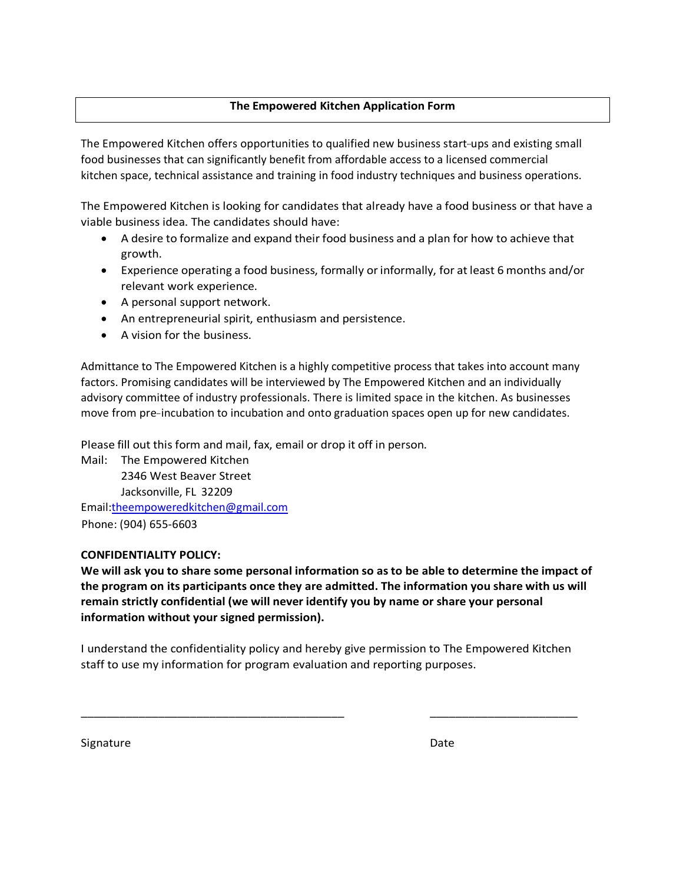# The Empowered Kitchen Application Form

The Empowered Kitchen offers opportunities to qualified new business start-ups and existing small food businesses that can significantly benefit from affordable access to a licensed commercial kitchen space, technical assistance and training in food industry techniques and business operations.

The Empowered Kitchen is looking for candidates that already have a food business or that have a viable business idea. The candidates should have:

- A desire to formalize and expand their food business and a plan for how to achieve that growth.
- Experience operating a food business, formally or informally, for at least 6 months and/or relevant work experience.
- A personal support network.
- An entrepreneurial spirit, enthusiasm and persistence.
- A vision for the business.

Admittance to The Empowered Kitchen is a highly competitive process that takes into account many factors. Promising candidates will be interviewed by The Empowered Kitchen and an individually advisory committee of industry professionals. There is limited space in the kitchen. As businesses move from pre-incubation to incubation and onto graduation spaces open up for new candidates.

Please fill out this form and mail, fax, email or drop it off in person.

Mail: The Empowered Kitchen
2346 West Beaver Street
Jacksonville, FL 32209

Email: theempoweredkitchen@gmail.com

Phone: (904) 655-6603

**CONFIDENTIALITY POLICY:**

**We will ask you to share some personal information so as to be able to determine the impact of the program on its participants once they are admitted. The information you share with us will remain strictly confidential (we will never identify you by name or share your personal information without your signed permission).**

I understand the confidentiality policy and hereby give permission to The Empowered Kitchen staff to use my information for program evaluation and reporting purposes.

_____________________________________________ _________________________

Signature Date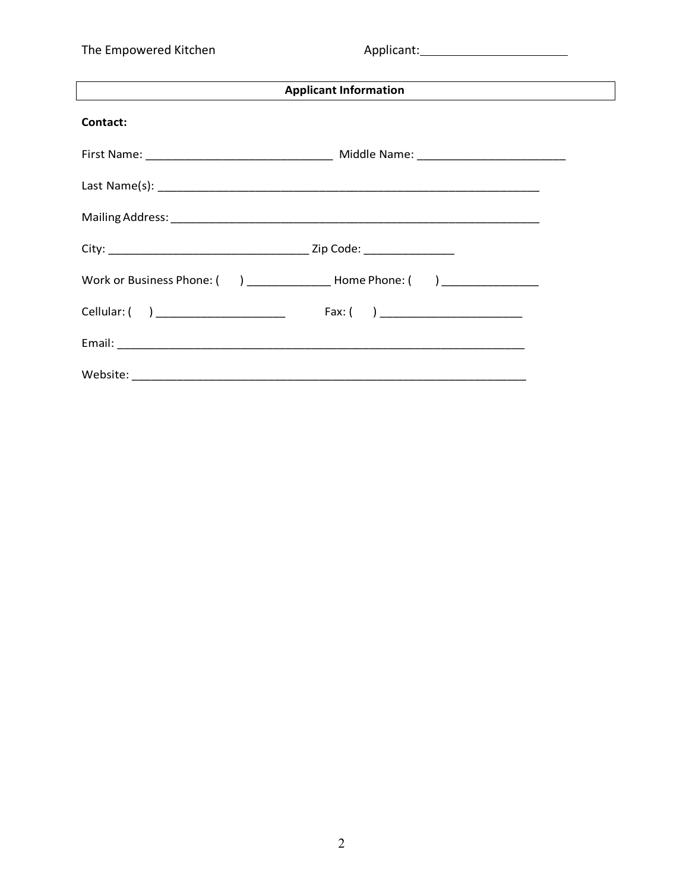## Applicant Information

**Contact:**

First Name: ______________________________ Middle Name: ________________________

Last Name(s): ______________________________________________________________

Mailing Address: ____________________________________________________________

City: ________________________________ Zip Code: ______________

Work or Business Phone: (     ) _____________ Home Phone: (     ) _______________

Cellular: (     ) ____________________          Fax: (     ) ______________________

Email: _________________________________________________________________

Website: _______________________________________________________________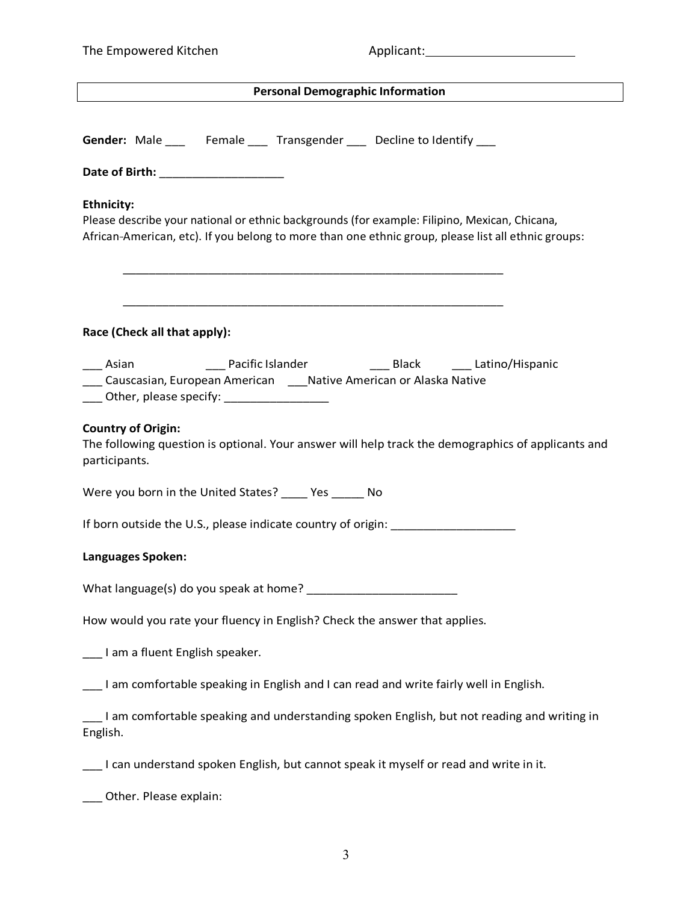The Empowered Kitchen Applicant:_______________________

## Personal Demographic Information

**Gender:** Male ___ Female ___ Transgender ___ Decline to Identify ___

**Date of Birth:** ____________________

**Ethnicity:**
Please describe your national or ethnic backgrounds (for example: Filipino, Mexican, Chicana, African-American, etc). If you belong to more than one ethnic group, please list all ethnic groups:

_______________________________________________________________

_______________________________________________________________

**Race (Check all that apply):**

___ Asian ___ Pacific Islander ___ Black ___ Latino/Hispanic
___ Causcasian, European American ___Native American or Alaska Native
___ Other, please specify: _________________

**Country of Origin:**
The following question is optional. Your answer will help track the demographics of applicants and participants.

Were you born in the United States? ____ Yes _____ No

If born outside the U.S., please indicate country of origin: ____________________

**Languages Spoken:**

What language(s) do you speak at home? ________________________

How would you rate your fluency in English? Check the answer that applies.

___ I am a fluent English speaker.

___ I am comfortable speaking in English and I can read and write fairly well in English.

___ I am comfortable speaking and understanding spoken English, but not reading and writing in English.

___ I can understand spoken English, but cannot speak it myself or read and write in it.

___ Other. Please explain: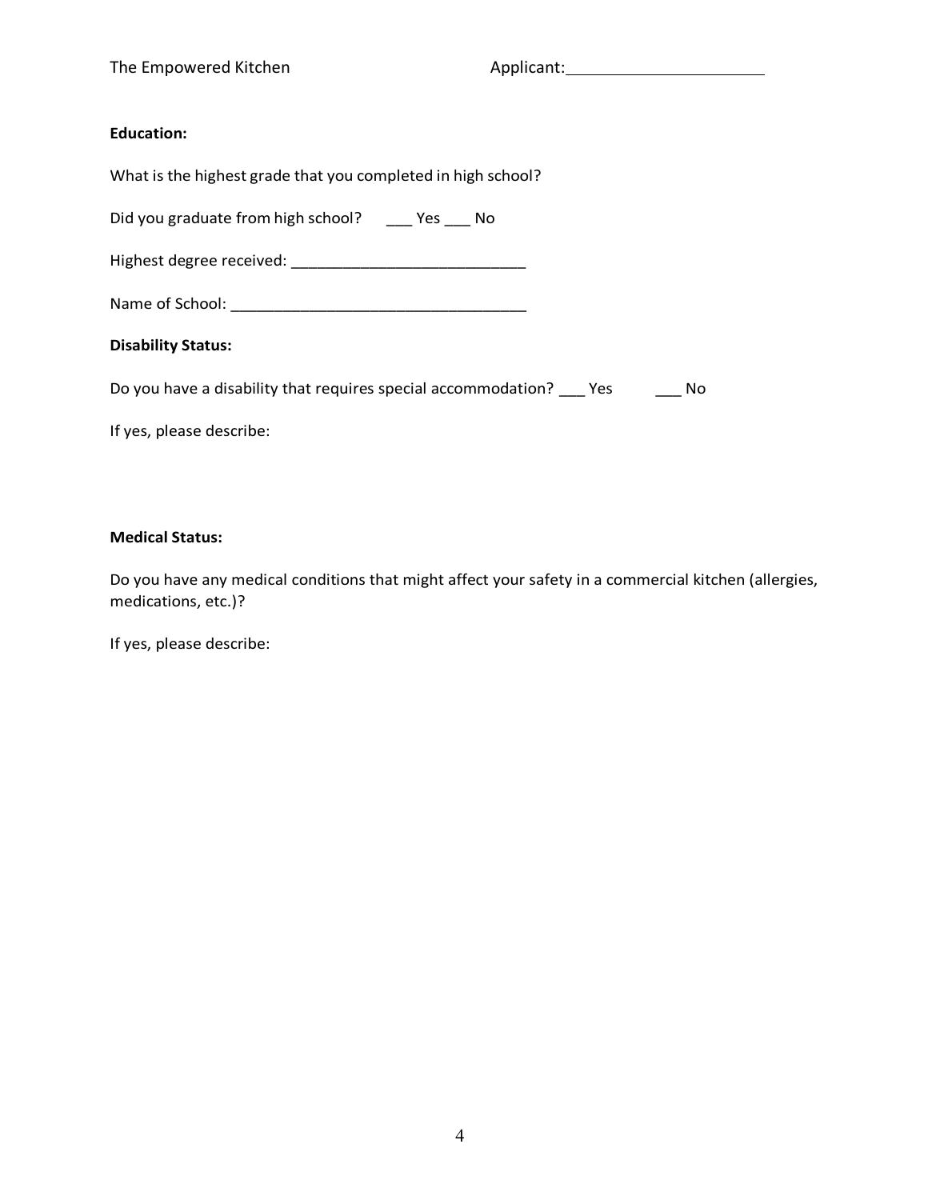**Education:**

What is the highest grade that you completed in high school?

Did you graduate from high school? ___ Yes ___ No

Highest degree received: ___________________________

Name of School: __________________________________

**Disability Status:**

Do you have a disability that requires special accommodation? ___ Yes ___ No

If yes, please describe:

**Medical Status:**

Do you have any medical conditions that might affect your safety in a commercial kitchen (allergies, medications, etc.)?

If yes, please describe: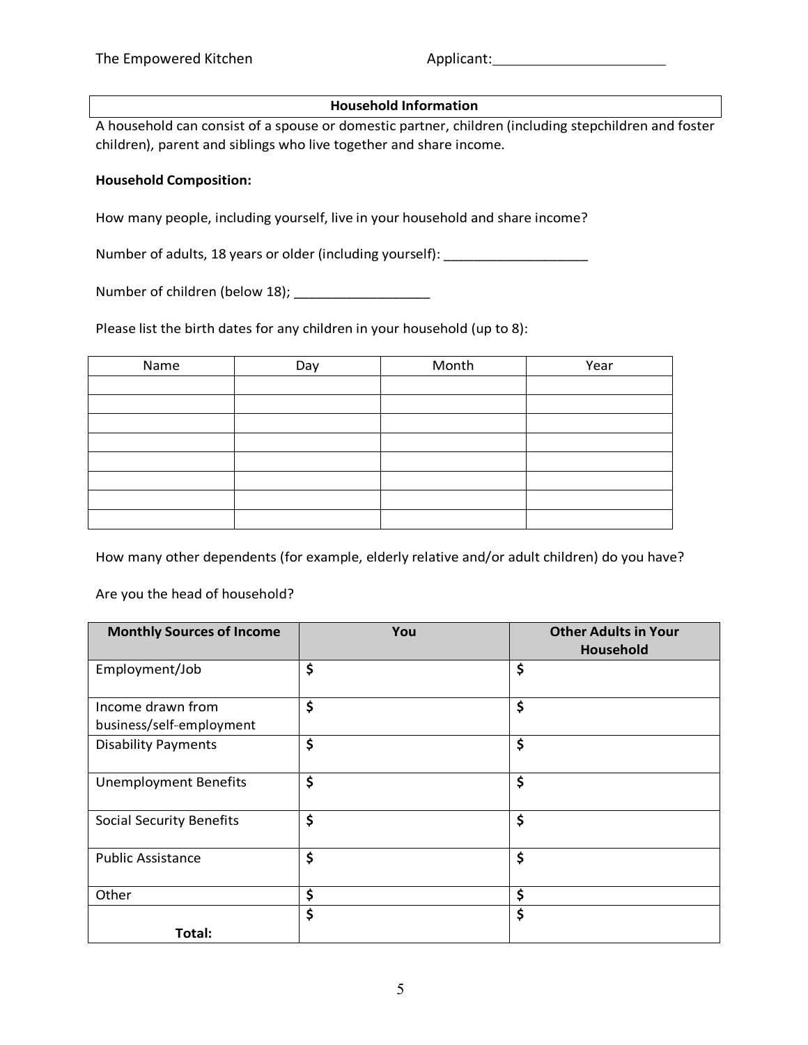Applicant:______________________

## Household Information

A household can consist of a spouse or domestic partner, children (including stepchildren and foster children), parent and siblings who live together and share income.

**Household Composition:**

How many people, including yourself, live in your household and share income?

Number of adults, 18 years or older (including yourself): ____________________

Number of children (below 18); ___________________

Please list the birth dates for any children in your household (up to 8):

| Name | Day | Month | Year |
|---|---|---|---|
| | | | |
| | | | |
| | | | |
| | | | |
| | | | |
| | | | |
| | | | |
| | | | |

How many other dependents (for example, elderly relative and/or adult children) do you have?

Are you the head of household?

| Monthly Sources of Income | You | Other Adults in Your Household |
|---|---|---|
| Employment/Job | $ | $ |
| Income drawn from business/self-employment | $ | $ |
| Disability Payments | $ | $ |
| Unemployment Benefits | $ | $ |
| Social Security Benefits | $ | $ |
| Public Assistance | $ | $ |
| Other | $ | $ |
| **Total:** | $ | $ |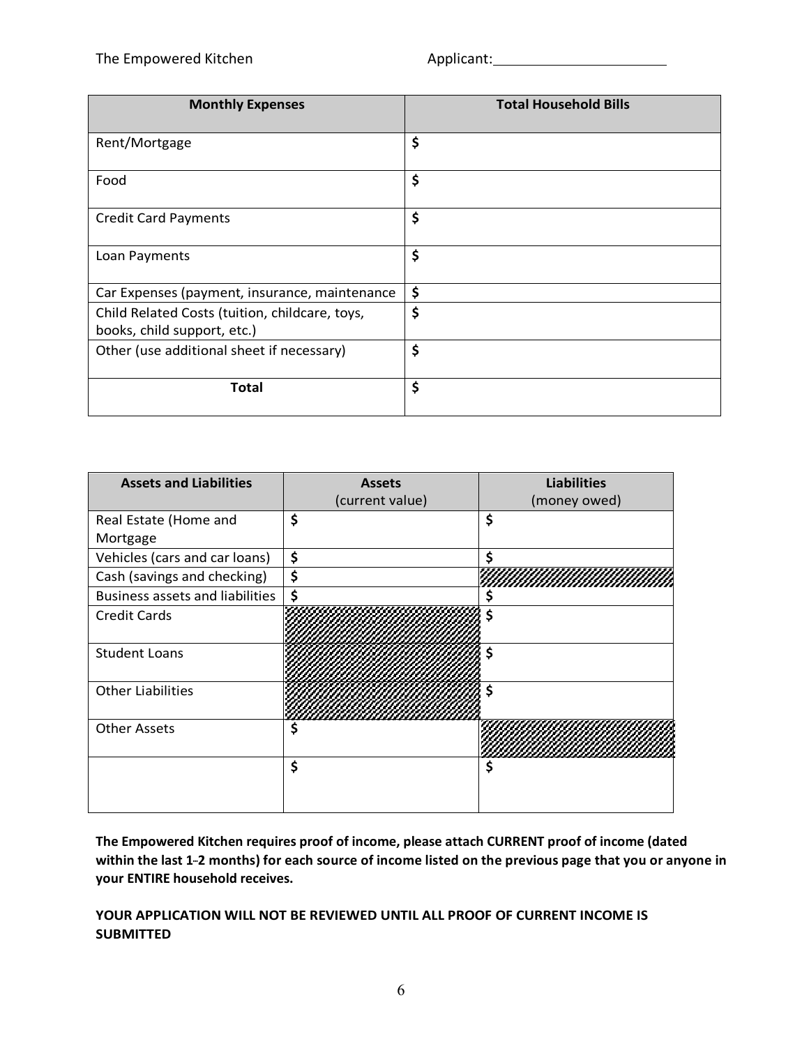Applicant:______________________

| Monthly Expenses | Total Household Bills |
|---|---|
| Rent/Mortgage | $ |
| Food | $ |
| Credit Card Payments | $ |
| Loan Payments | $ |
| Car Expenses (payment, insurance, maintenance | $ |
| Child Related Costs (tuition, childcare, toys, books, child support, etc.) | $ |
| Other (use additional sheet if necessary) | $ |
| **Total** | $ |

| Assets and Liabilities | Assets (current value) | Liabilities (money owed) |
|---|---|---|
| Real Estate (Home and Mortgage | $ | $ |
| Vehicles (cars and car loans) | $ | $ |
| Cash (savings and checking) | $ | |
| Business assets and liabilities | $ | $ |
| Credit Cards | | $ |
| Student Loans | | $ |
| Other Liabilities | | $ |
| Other Assets | $ | |
| | $ | $ |

**The Empowered Kitchen requires proof of income, please attach CURRENT proof of income (dated within the last 1-2 months) for each source of income listed on the previous page that you or anyone in your ENTIRE household receives.**

**YOUR APPLICATION WILL NOT BE REVIEWED UNTIL ALL PROOF OF CURRENT INCOME IS SUBMITTED**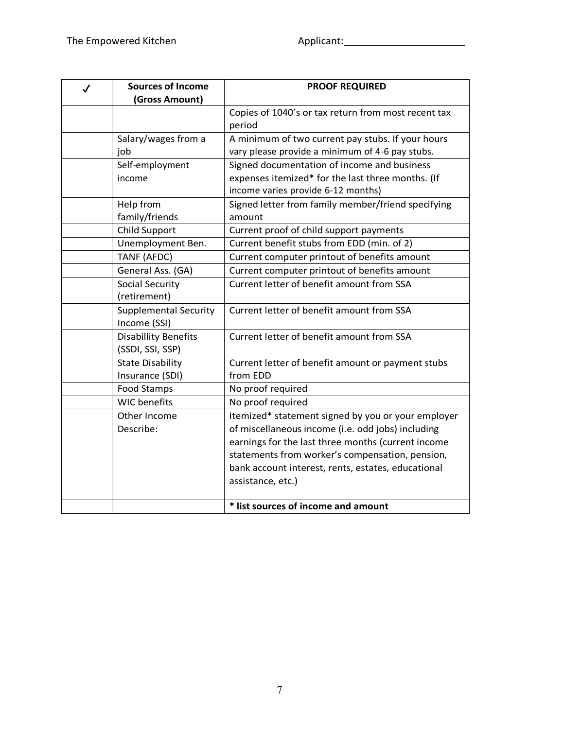| ✓ | Sources of Income (Gross Amount) | PROOF REQUIRED |
|---|---|---|
| | | Copies of 1040's or tax return from most recent tax period |
| | Salary/wages from a job | A minimum of two current pay stubs. If your hours vary please provide a minimum of 4-6 pay stubs. |
| | Self-employment income | Signed documentation of income and business expenses itemized* for the last three months. (If income varies provide 6-12 months) |
| | Help from family/friends | Signed letter from family member/friend specifying amount |
| | Child Support | Current proof of child support payments |
| | Unemployment Ben. | Current benefit stubs from EDD (min. of 2) |
| | TANF (AFDC) | Current computer printout of benefits amount |
| | General Ass. (GA) | Current computer printout of benefits amount |
| | Social Security (retirement) | Current letter of benefit amount from SSA |
| | Supplemental Security Income (SSI) | Current letter of benefit amount from SSA |
| | Disabillity Benefits (SSDI, SSI, SSP) | Current letter of benefit amount from SSA |
| | State Disability Insurance (SDI) | Current letter of benefit amount or payment stubs from EDD |
| | Food Stamps | No proof required |
| | WIC benefits | No proof required |
| | Other Income Describe: | Itemized* statement signed by you or your employer of miscellaneous income (i.e. odd jobs) including earnings for the last three months (current income statements from worker's compensation, pension, bank account interest, rents, estates, educational assistance, etc.) |
| | | **\* list sources of income and amount** |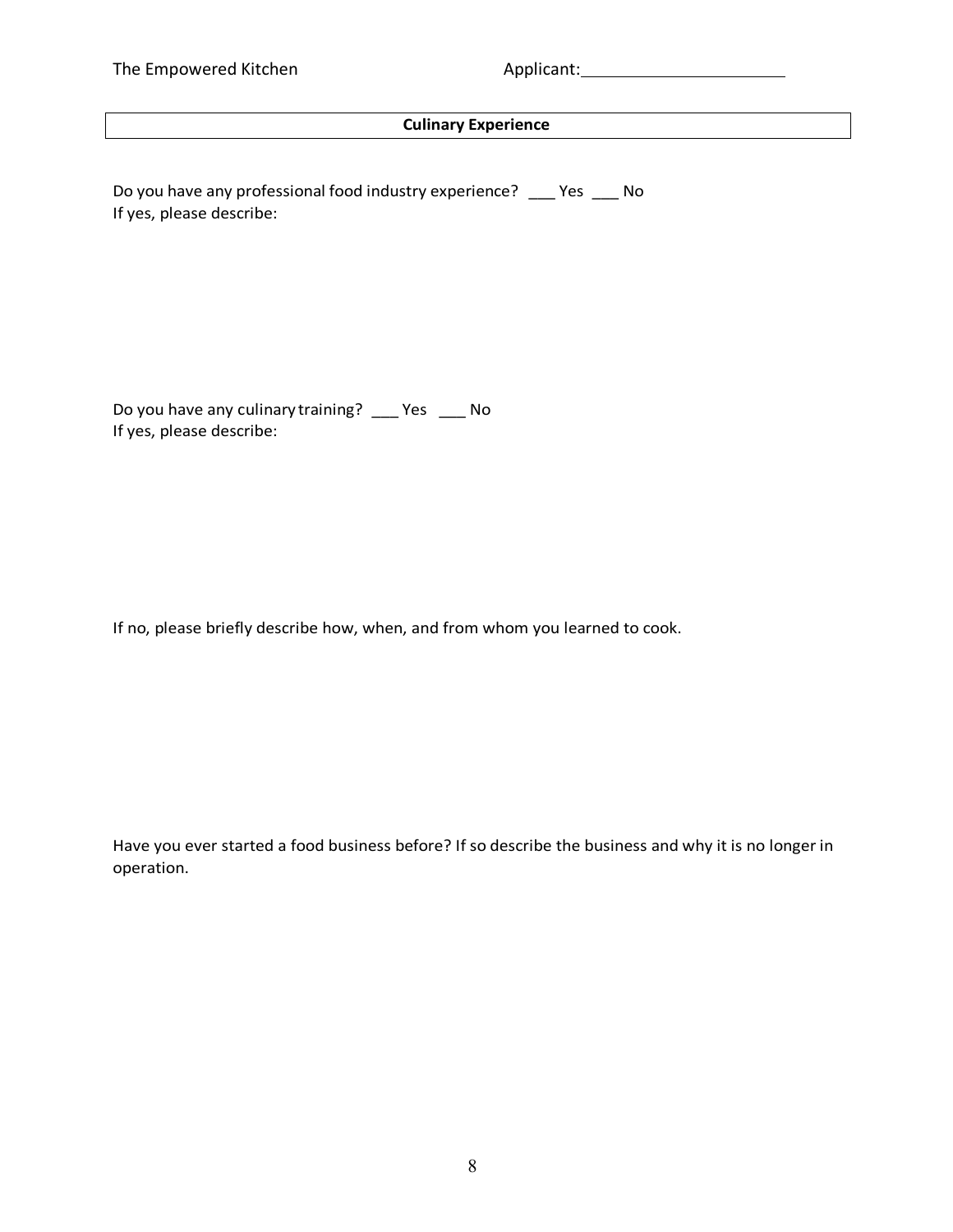The Empowered Kitchen Applicant:\_\_\_\_\_\_\_\_\_\_\_\_\_\_\_\_\_\_\_\_\_\_

## Culinary Experience

Do you have any professional food industry experience? ___ Yes ___ No
If yes, please describe:

Do you have any culinary training? ___ Yes ___ No
If yes, please describe:

If no, please briefly describe how, when, and from whom you learned to cook.

Have you ever started a food business before? If so describe the business and why it is no longer in operation.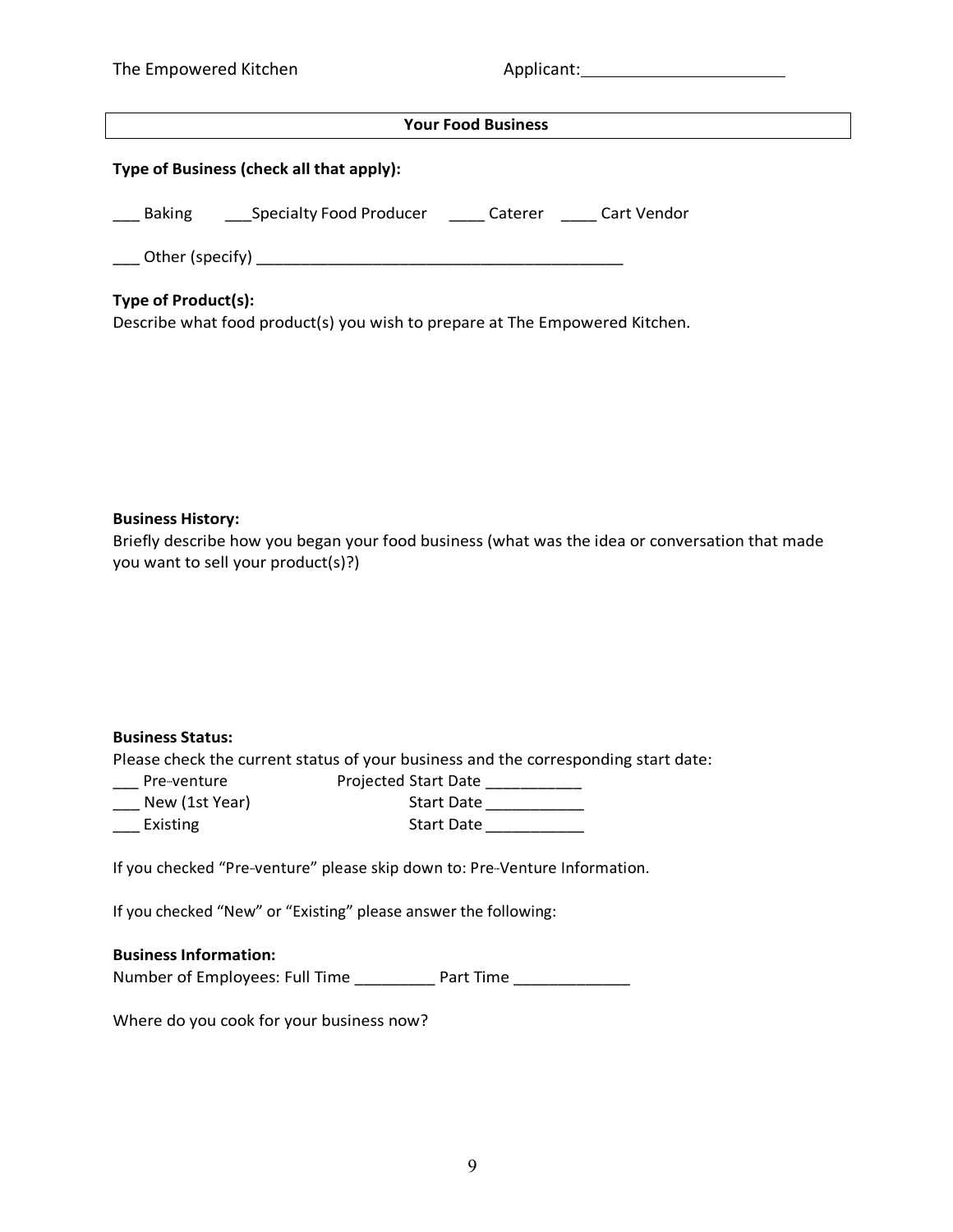The Empowered Kitchen Applicant:______________________

## Your Food Business

**Type of Business (check all that apply):**

___ Baking ___Specialty Food Producer ____ Caterer ____ Cart Vendor

___ Other (specify) ________________________________________

**Type of Product(s):**
Describe what food product(s) you wish to prepare at The Empowered Kitchen.

**Business History:**
Briefly describe how you began your food business (what was the idea or conversation that made you want to sell your product(s)?)

**Business Status:**
Please check the current status of your business and the corresponding start date:
___ Pre-venture Projected Start Date ___________
___ New (1st Year) Start Date ___________
___ Existing Start Date ___________

If you checked "Pre-venture" please skip down to: Pre-Venture Information.

If you checked "New" or "Existing" please answer the following:

**Business Information:**
Number of Employees: Full Time _________ Part Time _____________

Where do you cook for your business now?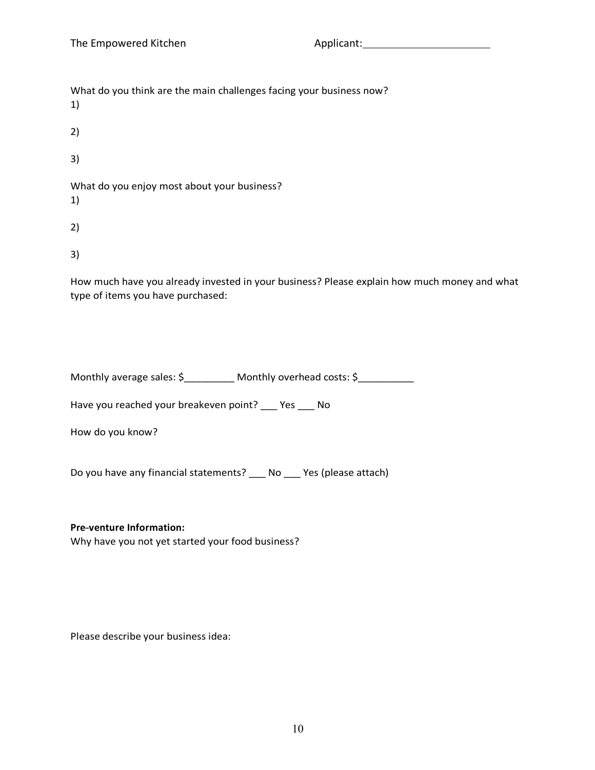What do you think are the main challenges facing your business now?

1)

2)

3)

What do you enjoy most about your business?

1)

2)

3)

How much have you already invested in your business? Please explain how much money and what type of items you have purchased:

Monthly average sales: $_________ Monthly overhead costs: $__________

Have you reached your breakeven point? ___ Yes ___ No

How do you know?

Do you have any financial statements? ___ No ___ Yes (please attach)

**Pre-venture Information:**

Why have you not yet started your food business?

Please describe your business idea: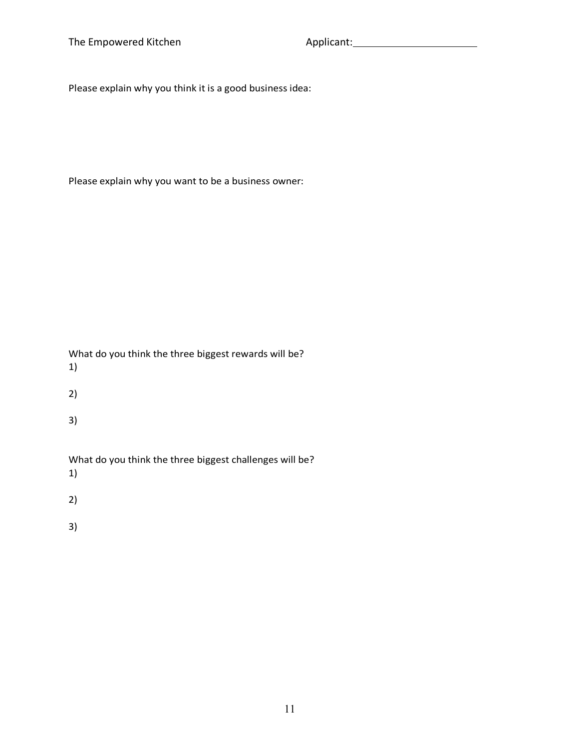Please explain why you think it is a good business idea:

Please explain why you want to be a business owner:

What do you think the three biggest rewards will be?

1)

2)

3)

What do you think the three biggest challenges will be?

1)

2)

3)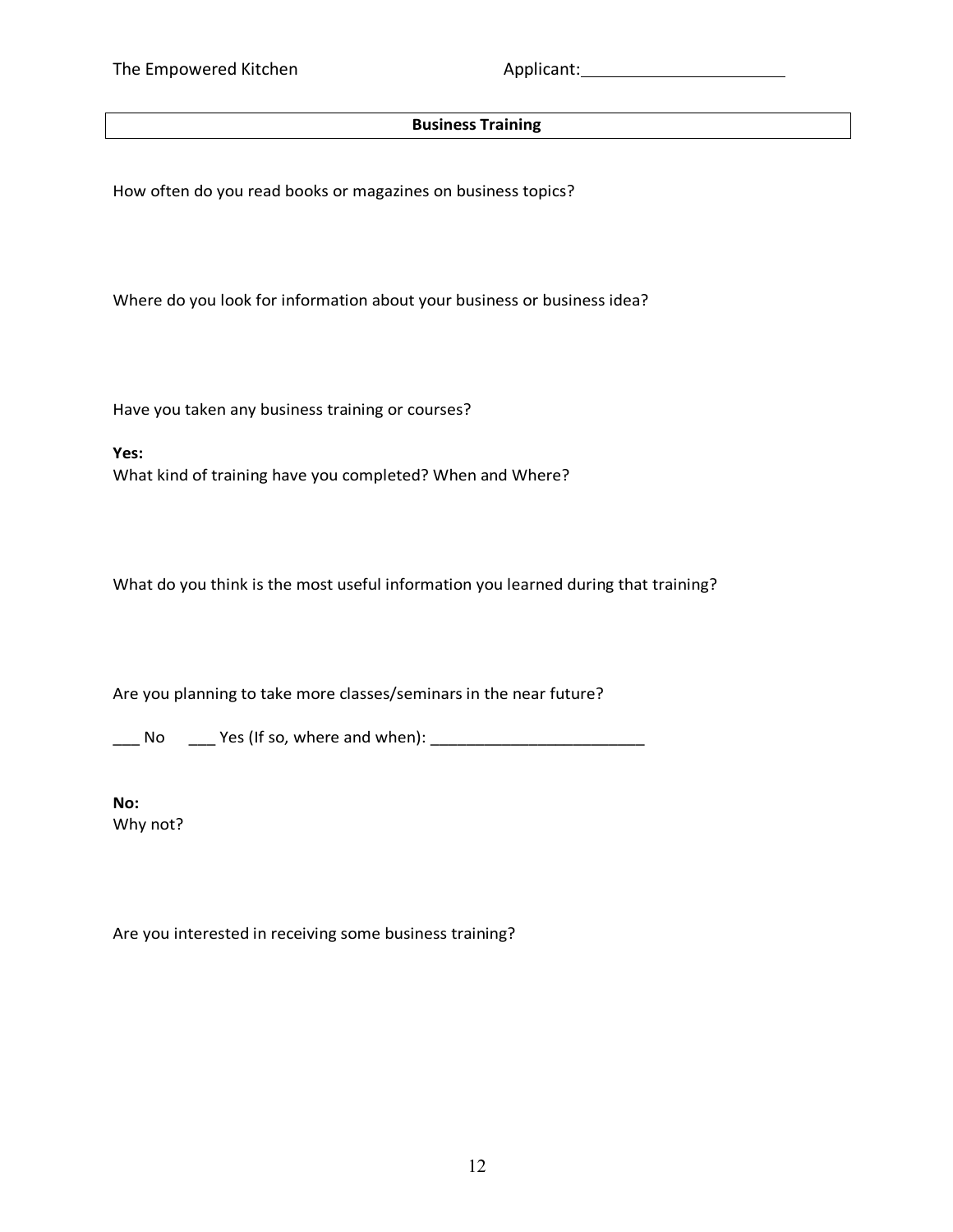The Empowered Kitchen Applicant:______________________

## Business Training

How often do you read books or magazines on business topics?

Where do you look for information about your business or business idea?

Have you taken any business training or courses?

**Yes:**
What kind of training have you completed? When and Where?

What do you think is the most useful information you learned during that training?

Are you planning to take more classes/seminars in the near future?

___ No ___ Yes (If so, where and when): ________________________

**No:**
Why not?

Are you interested in receiving some business training?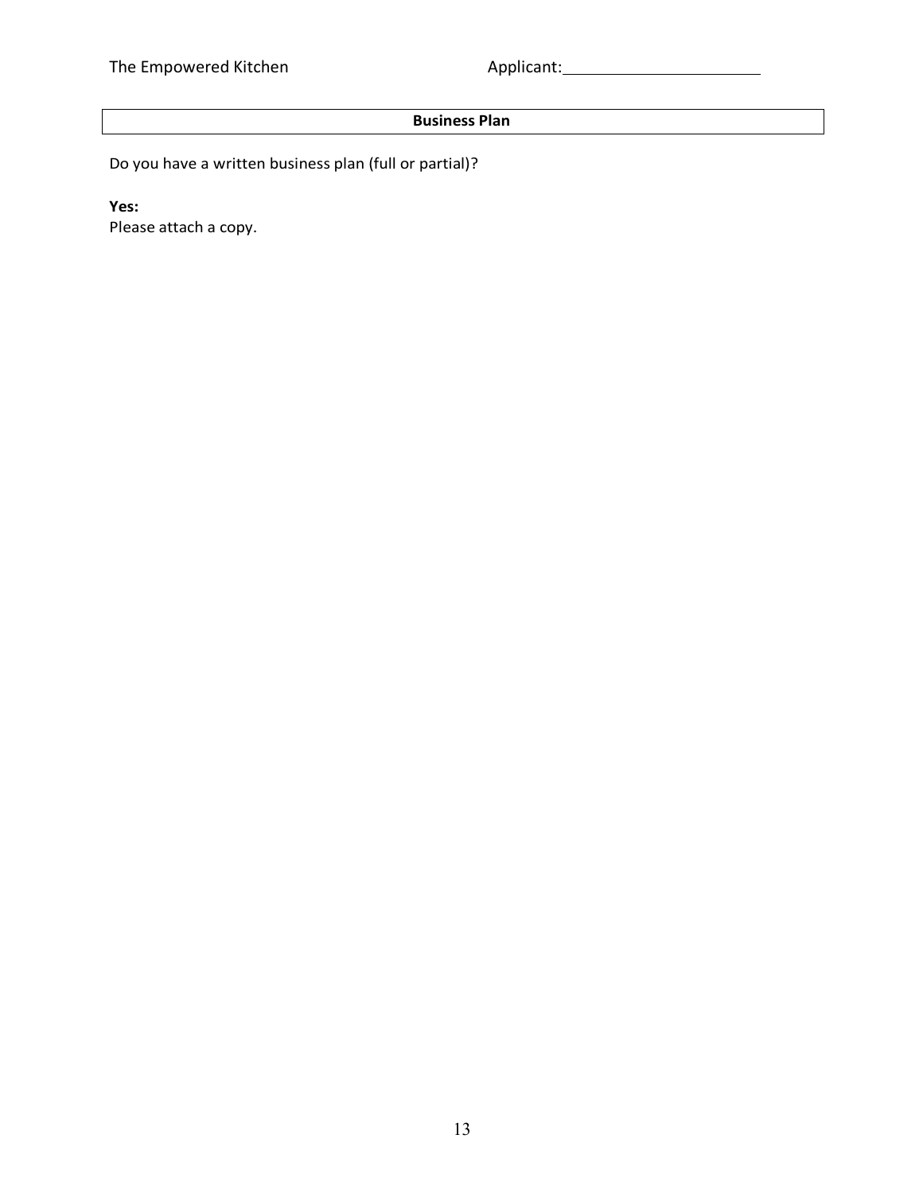## Business Plan

Do you have a written business plan (full or partial)?

**Yes:**
Please attach a copy.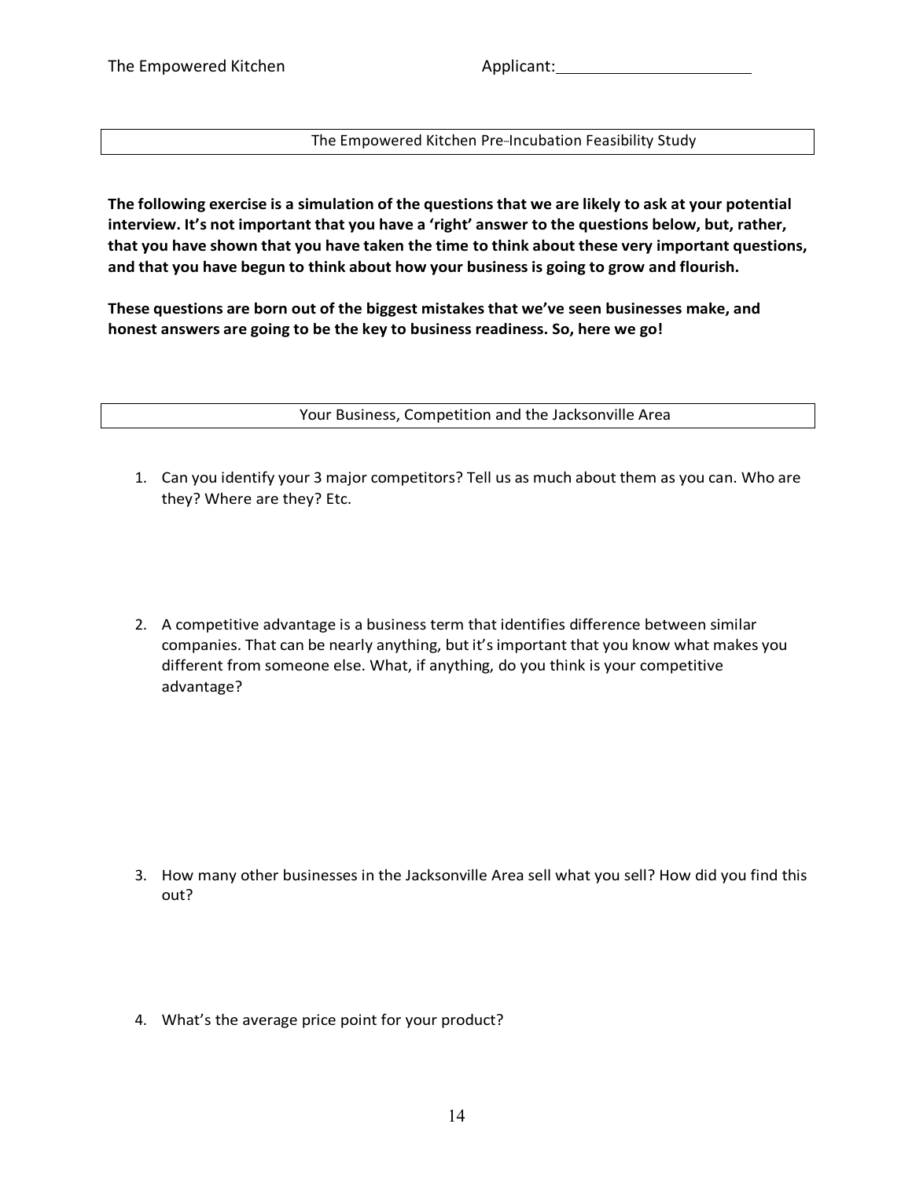The Empowered Kitchen Applicant: ______________________

## The Empowered Kitchen Pre-Incubation Feasibility Study

**The following exercise is a simulation of the questions that we are likely to ask at your potential interview. It's not important that you have a 'right' answer to the questions below, but, rather, that you have shown that you have taken the time to think about these very important questions, and that you have begun to think about how your business is going to grow and flourish.**

**These questions are born out of the biggest mistakes that we've seen businesses make, and honest answers are going to be the key to business readiness. So, here we go!**

## Your Business, Competition and the Jacksonville Area

1. Can you identify your 3 major competitors? Tell us as much about them as you can. Who are they? Where are they? Etc.

2. A competitive advantage is a business term that identifies difference between similar companies. That can be nearly anything, but it's important that you know what makes you different from someone else. What, if anything, do you think is your competitive advantage?

3. How many other businesses in the Jacksonville Area sell what you sell? How did you find this out?

4. What's the average price point for your product?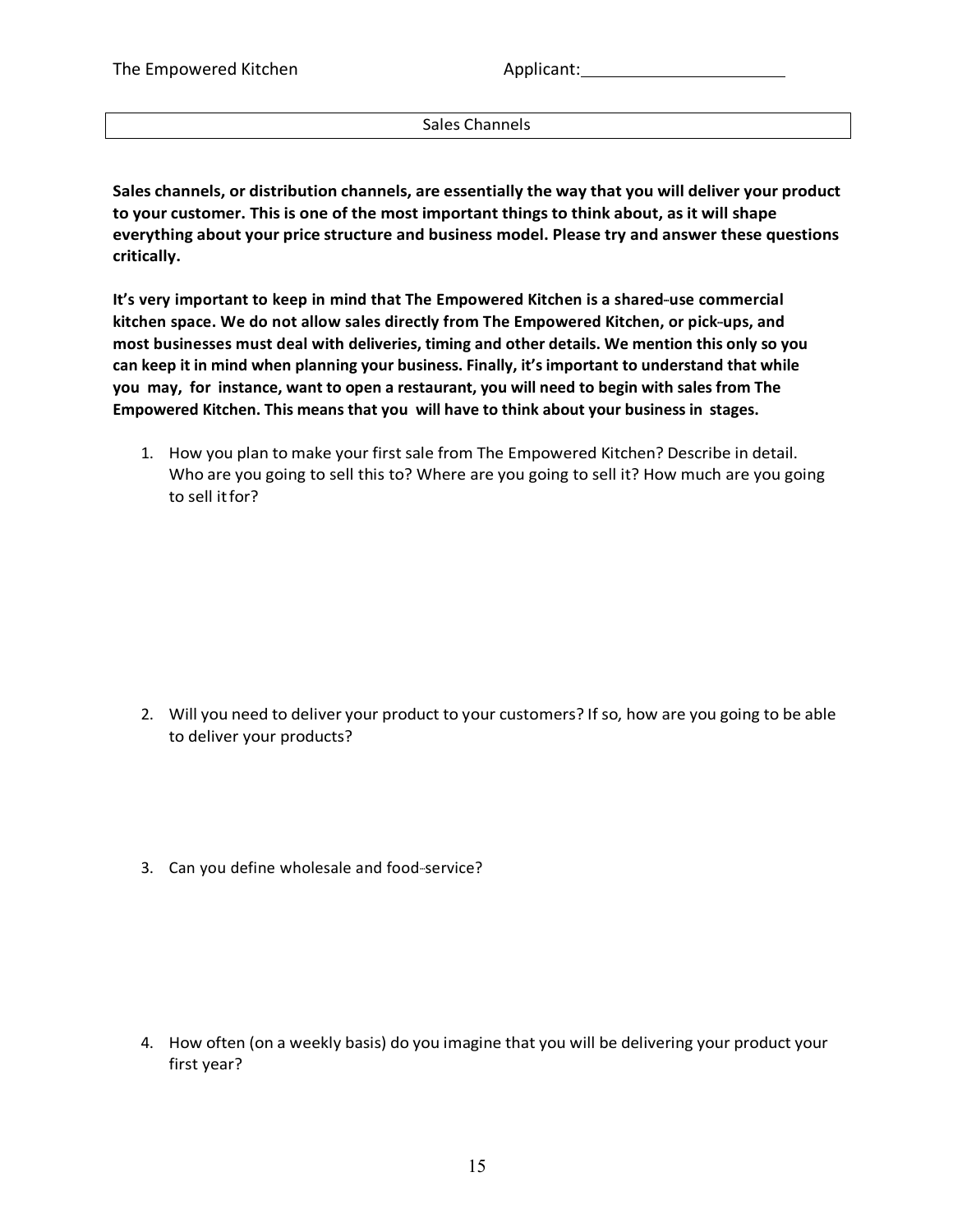The Empowered Kitchen Applicant:______________________

## Sales Channels

**Sales channels, or distribution channels, are essentially the way that you will deliver your product to your customer. This is one of the most important things to think about, as it will shape everything about your price structure and business model. Please try and answer these questions critically.**

**It's very important to keep in mind that The Empowered Kitchen is a shared-use commercial kitchen space. We do not allow sales directly from The Empowered Kitchen, or pick-ups, and most businesses must deal with deliveries, timing and other details. We mention this only so you can keep it in mind when planning your business. Finally, it's important to understand that while you may, for instance, want to open a restaurant, you will need to begin with sales from The Empowered Kitchen. This means that you will have to think about your business in stages.**

1. How you plan to make your first sale from The Empowered Kitchen? Describe in detail. Who are you going to sell this to? Where are you going to sell it? How much are you going to sell it for?

2. Will you need to deliver your product to your customers? If so, how are you going to be able to deliver your products?

3. Can you define wholesale and food-service?

4. How often (on a weekly basis) do you imagine that you will be delivering your product your first year?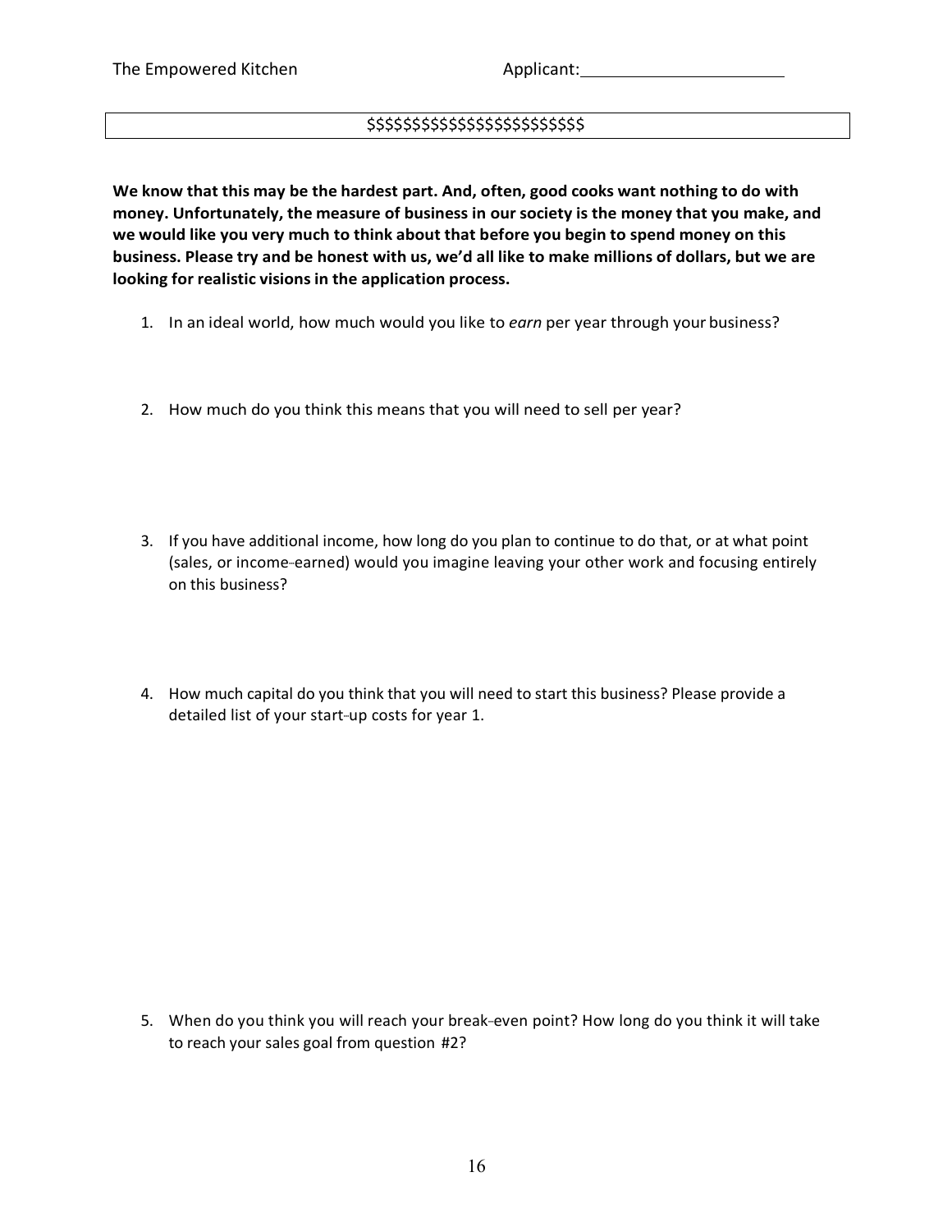The Empowered Kitchen Applicant:______________________

$$$$$$$$$$$$$$$$$$$$$$$$$

**We know that this may be the hardest part. And, often, good cooks want nothing to do with money. Unfortunately, the measure of business in our society is the money that you make, and we would like you very much to think about that before you begin to spend money on this business. Please try and be honest with us, we'd all like to make millions of dollars, but we are looking for realistic visions in the application process.**

1. In an ideal world, how much would you like to *earn* per year through your business?

2. How much do you think this means that you will need to sell per year?

3. If you have additional income, how long do you plan to continue to do that, or at what point (sales, or income-earned) would you imagine leaving your other work and focusing entirely on this business?

4. How much capital do you think that you will need to start this business? Please provide a detailed list of your start-up costs for year 1.

5. When do you think you will reach your break-even point? How long do you think it will take to reach your sales goal from question #2?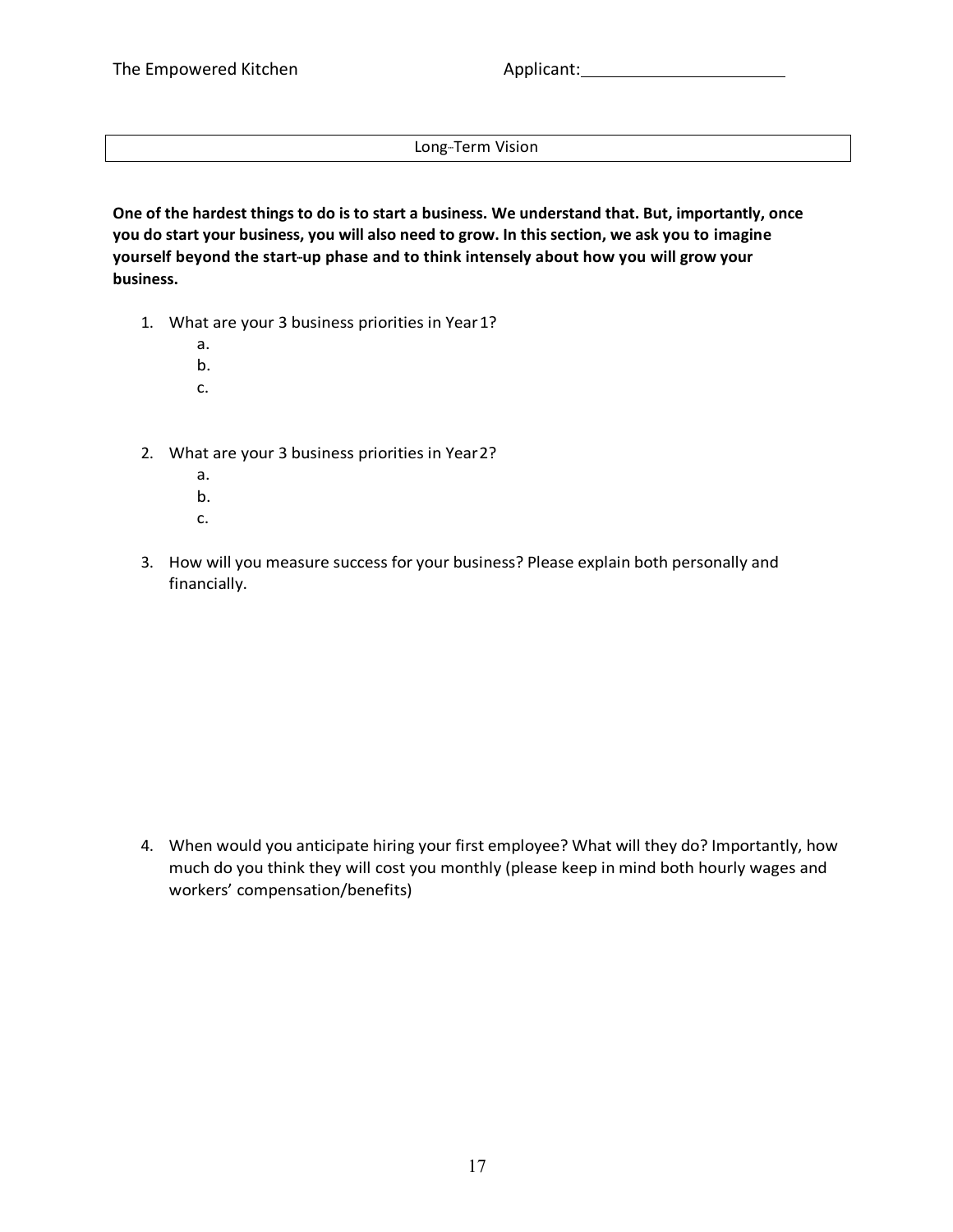## Long-Term Vision

**One of the hardest things to do is to start a business. We understand that. But, importantly, once you do start your business, you will also need to grow. In this section, we ask you to imagine yourself beyond the start-up phase and to think intensely about how you will grow your business.**

1. What are your 3 business priorities in Year 1?
   a.
   b.
   c.

2. What are your 3 business priorities in Year 2?
   a.
   b.
   c.

3. How will you measure success for your business? Please explain both personally and financially.

4. When would you anticipate hiring your first employee? What will they do? Importantly, how much do you think they will cost you monthly (please keep in mind both hourly wages and workers' compensation/benefits)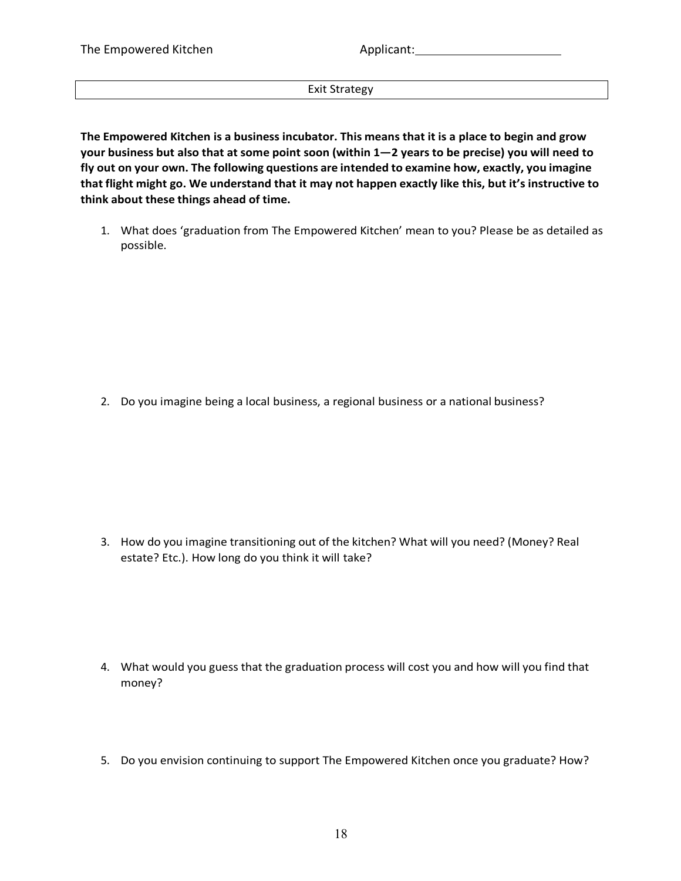Applicant: ______________________

## Exit Strategy

**The Empowered Kitchen is a business incubator. This means that it is a place to begin and grow your business but also that at some point soon (within 1—2 years to be precise) you will need to fly out on your own. The following questions are intended to examine how, exactly, you imagine that flight might go. We understand that it may not happen exactly like this, but it's instructive to think about these things ahead of time.**

1. What does 'graduation from The Empowered Kitchen' mean to you? Please be as detailed as possible.

2. Do you imagine being a local business, a regional business or a national business?

3. How do you imagine transitioning out of the kitchen? What will you need? (Money? Real estate? Etc.). How long do you think it will take?

4. What would you guess that the graduation process will cost you and how will you find that money?

5. Do you envision continuing to support The Empowered Kitchen once you graduate? How?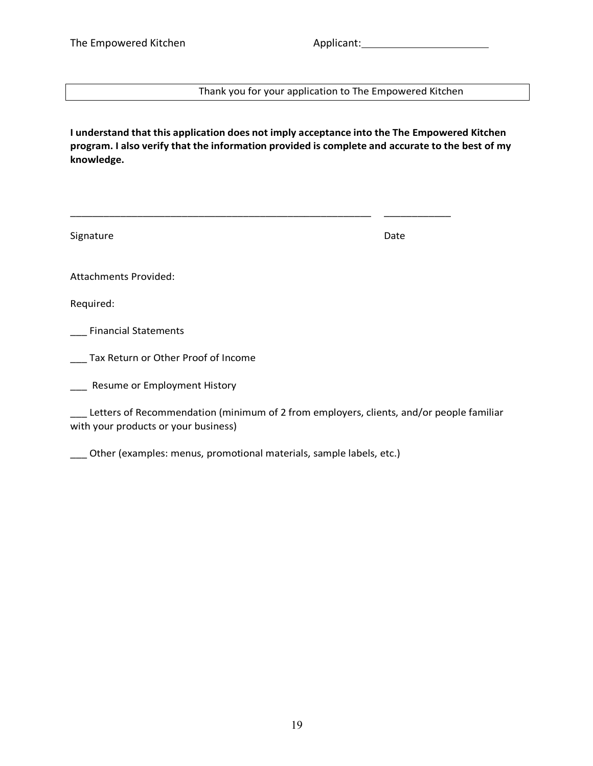The Empowered Kitchen Applicant:______________________

Thank you for your application to The Empowered Kitchen

**I understand that this application does not imply acceptance into the The Empowered Kitchen program. I also verify that the information provided is complete and accurate to the best of my knowledge.**

_________________________________________________________ ____________

Signature Date

Attachments Provided:

Required:

___ Financial Statements

___ Tax Return or Other Proof of Income

___ Resume or Employment History

___ Letters of Recommendation (minimum of 2 from employers, clients, and/or people familiar with your products or your business)

___ Other (examples: menus, promotional materials, sample labels, etc.)